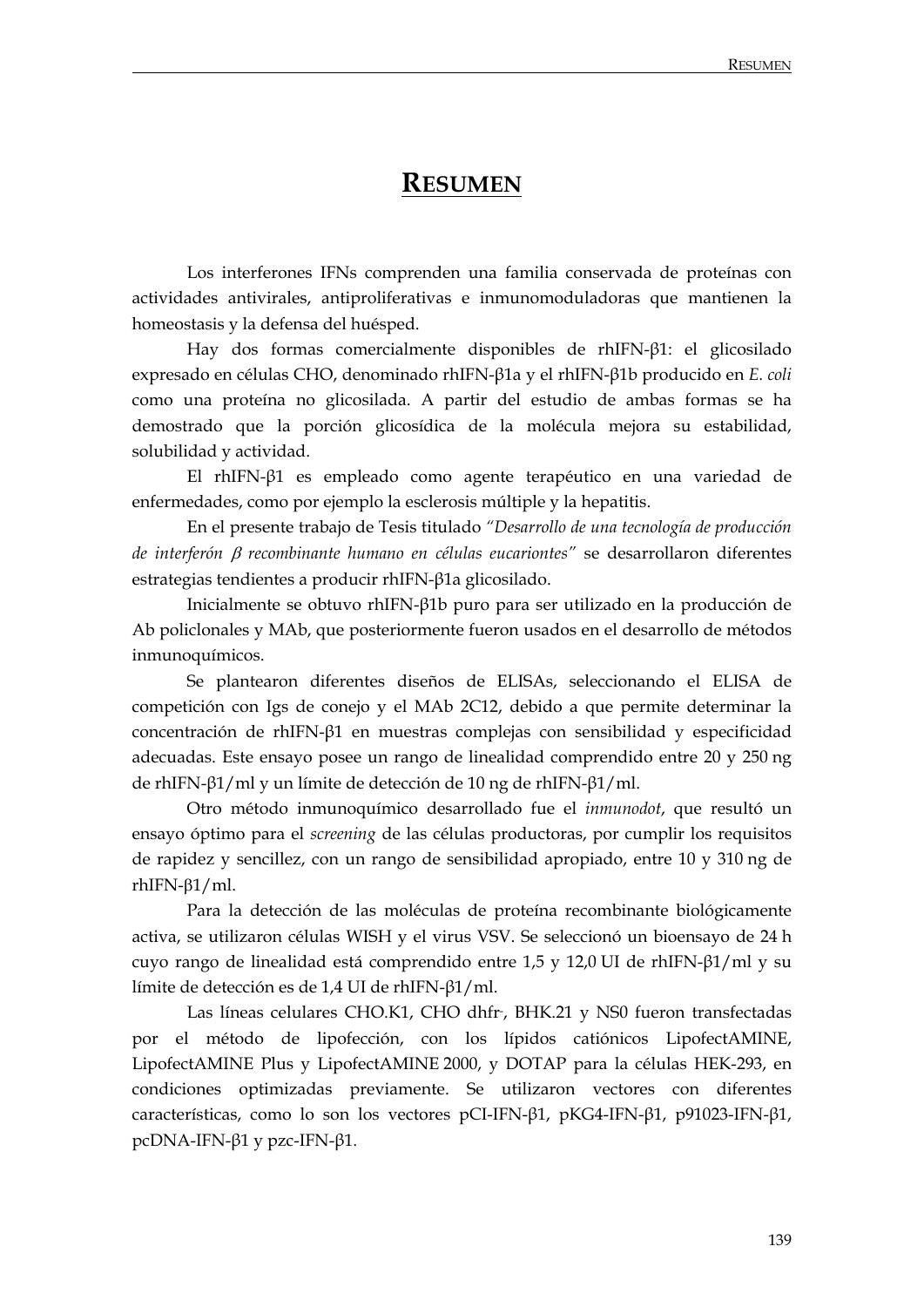# RESUMEN

Los interferones IFNs comprenden una familia conservada de proteínas con actividades antivirales, antiproliferativas e inmunomoduladoras que mantienen la homeostasis y la defensa del huésped.

Hay dos formas comercialmente disponibles de rhIFN-β1: el glicosilado expresado en células CHO, denominado rhIFN-β1a y el rhIFN-β1b producido en *E. coli* como una proteína no glicosilada. A partir del estudio de ambas formas se ha demostrado que la porción glicosídica de la molécula mejora su estabilidad, solubilidad y actividad.

El rhIFN-β1 es empleado como agente terapéutico en una variedad de enfermedades, como por ejemplo la esclerosis múltiple y la hepatitis.

En el presente trabajo de Tesis titulado *"Desarrollo de una tecnología de producción de interferón β recombinante humano en células eucariontes"* se desarrollaron diferentes estrategias tendientes a producir rhIFN-β1a glicosilado.

Inicialmente se obtuvo rhIFN-β1b puro para ser utilizado en la producción de Ab policlonales y MAb, que posteriormente fueron usados en el desarrollo de métodos inmunoquímicos.

Se plantearon diferentes diseños de ELISAs, seleccionando el ELISA de competición con Igs de conejo y el MAb 2C12, debido a que permite determinar la concentración de rhIFN-β1 en muestras complejas con sensibilidad y especificidad adecuadas. Este ensayo posee un rango de linealidad comprendido entre 20 y 250 ng de rhIFN-β1/ml y un límite de detección de 10 ng de rhIFN-β1/ml.

Otro método inmunoquímico desarrollado fue el *inmunodot*, que resultó un ensayo óptimo para el *screening* de las células productoras, por cumplir los requisitos de rapidez y sencillez, con un rango de sensibilidad apropiado, entre 10 y 310 ng de rhIFN-β1/ml.

Para la detección de las moléculas de proteína recombinante biológicamente activa, se utilizaron células WISH y el virus VSV. Se seleccionó un bioensayo de 24 h cuyo rango de linealidad está comprendido entre 1,5 y 12,0 UI de rhIFN-β1/ml y su límite de detección es de 1,4 UI de rhIFN-β1/ml.

Las líneas celulares CHO.K1, CHO dhfr$^{-}$, BHK.21 y NS0 fueron transfectadas por el método de lipofección, con los lípidos catiónicos LipofectAMINE, LipofectAMINE Plus y LipofectAMINE 2000, y DOTAP para la células HEK-293, en condiciones optimizadas previamente. Se utilizaron vectores con diferentes características, como lo son los vectores pCI-IFN-β1, pKG4-IFN-β1, p91023-IFN-β1, pcDNA-IFN-β1 y pzc-IFN-β1.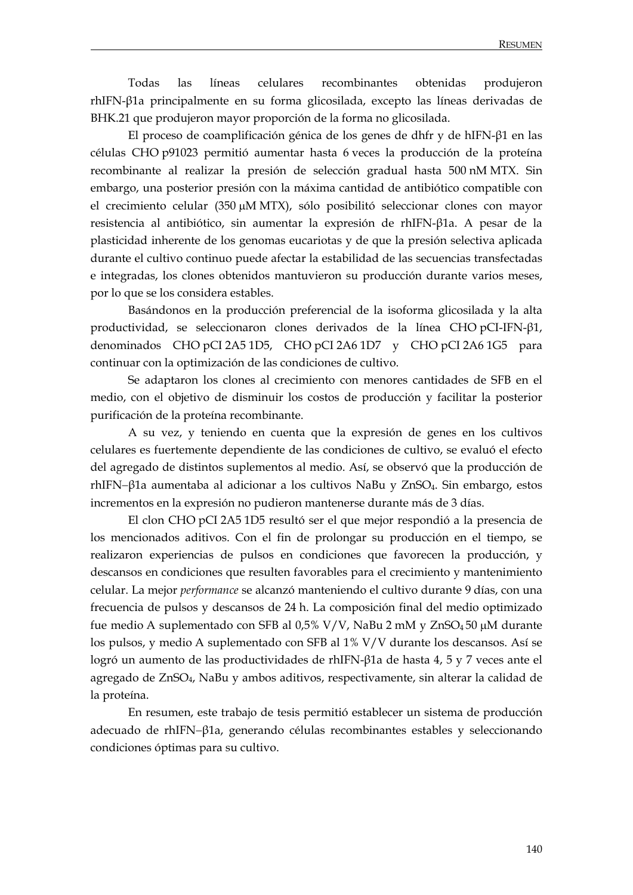Todas las líneas celulares recombinantes obtenidas produjeron rhIFN-β1a principalmente en su forma glicosilada, excepto las líneas derivadas de BHK.21 que produjeron mayor proporción de la forma no glicosilada.

El proceso de coamplificación génica de los genes de dhfr y de hIFN-β1 en las células CHO p91023 permitió aumentar hasta 6 veces la producción de la proteína recombinante al realizar la presión de selección gradual hasta 500 nM MTX. Sin embargo, una posterior presión con la máxima cantidad de antibiótico compatible con el crecimiento celular (350 μM MTX), sólo posibilitó seleccionar clones con mayor resistencia al antibiótico, sin aumentar la expresión de rhIFN-β1a. A pesar de la plasticidad inherente de los genomas eucariotas y de que la presión selectiva aplicada durante el cultivo continuo puede afectar la estabilidad de las secuencias transfectadas e integradas, los clones obtenidos mantuvieron su producción durante varios meses, por lo que se los considera estables.

Basándonos en la producción preferencial de la isoforma glicosilada y la alta productividad, se seleccionaron clones derivados de la línea CHO pCI-IFN-β1, denominados CHO pCI 2A5 1D5, CHO pCI 2A6 1D7 y CHO pCI 2A6 1G5 para continuar con la optimización de las condiciones de cultivo.

Se adaptaron los clones al crecimiento con menores cantidades de SFB en el medio, con el objetivo de disminuir los costos de producción y facilitar la posterior purificación de la proteína recombinante.

A su vez, y teniendo en cuenta que la expresión de genes en los cultivos celulares es fuertemente dependiente de las condiciones de cultivo, se evaluó el efecto del agregado de distintos suplementos al medio. Así, se observó que la producción de rhIFN−β1a aumentaba al adicionar a los cultivos NaBu y $ZnSO_4$. Sin embargo, estos incrementos en la expresión no pudieron mantenerse durante más de 3 días.

El clon CHO pCI 2A5 1D5 resultó ser el que mejor respondió a la presencia de los mencionados aditivos. Con el fin de prolongar su producción en el tiempo, se realizaron experiencias de pulsos en condiciones que favorecen la producción, y descansos en condiciones que resulten favorables para el crecimiento y mantenimiento celular. La mejor *performance* se alcanzó manteniendo el cultivo durante 9 días, con una frecuencia de pulsos y descansos de 24 h. La composición final del medio optimizado fue medio A suplementado con SFB al 0,5% V/V, NaBu 2 mM y $ZnSO_4$ 50 μM durante los pulsos, y medio A suplementado con SFB al 1% V/V durante los descansos. Así se logró un aumento de las productividades de rhIFN-β1a de hasta 4, 5 y 7 veces ante el agregado de $ZnSO_4$, NaBu y ambos aditivos, respectivamente, sin alterar la calidad de la proteína.

En resumen, este trabajo de tesis permitió establecer un sistema de producción adecuado de rhIFN−β1a, generando células recombinantes estables y seleccionando condiciones óptimas para su cultivo.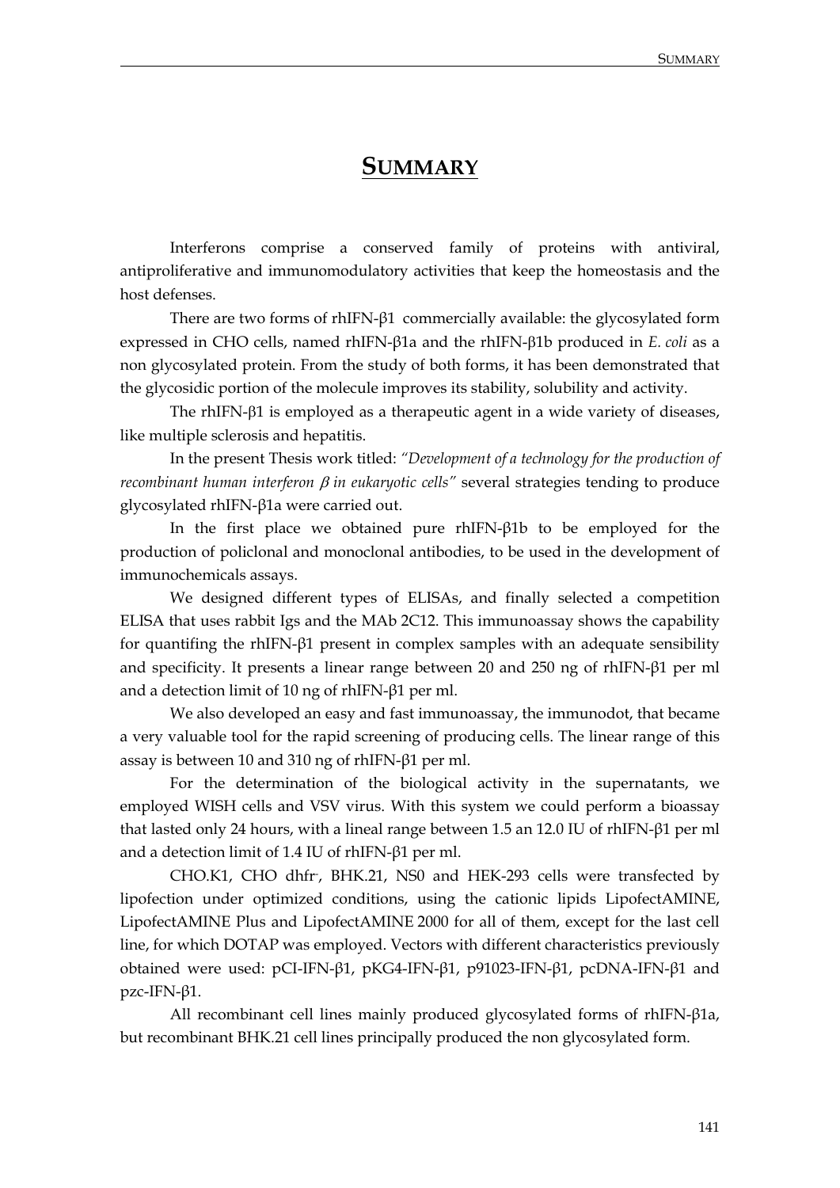# SUMMARY

Interferons comprise a conserved family of proteins with antiviral, antiproliferative and immunomodulatory activities that keep the homeostasis and the host defenses.

There are two forms of rhIFN-β1 commercially available: the glycosylated form expressed in CHO cells, named rhIFN-β1a and the rhIFN-β1b produced in *E. coli* as a non glycosylated protein. From the study of both forms, it has been demonstrated that the glycosidic portion of the molecule improves its stability, solubility and activity.

The rhIFN-β1 is employed as a therapeutic agent in a wide variety of diseases, like multiple sclerosis and hepatitis.

In the present Thesis work titled: *"Development of a technology for the production of recombinant human interferon β in eukaryotic cells"* several strategies tending to produce glycosylated rhIFN-β1a were carried out.

In the first place we obtained pure rhIFN-β1b to be employed for the production of policlonal and monoclonal antibodies, to be used in the development of immunochemicals assays.

We designed different types of ELISAs, and finally selected a competition ELISA that uses rabbit Igs and the MAb 2C12. This immunoassay shows the capability for quantifing the rhIFN-β1 present in complex samples with an adequate sensibility and specificity. It presents a linear range between 20 and 250 ng of rhIFN-β1 per ml and a detection limit of 10 ng of rhIFN-β1 per ml.

We also developed an easy and fast immunoassay, the immunodot, that became a very valuable tool for the rapid screening of producing cells. The linear range of this assay is between 10 and 310 ng of rhIFN-β1 per ml.

For the determination of the biological activity in the supernatants, we employed WISH cells and VSV virus. With this system we could perform a bioassay that lasted only 24 hours, with a lineal range between 1.5 an 12.0 IU of rhIFN-β1 per ml and a detection limit of 1.4 IU of rhIFN-β1 per ml.

CHO.K1, CHO dhfr$^{-}$, BHK.21, NS0 and HEK-293 cells were transfected by lipofection under optimized conditions, using the cationic lipids LipofectAMINE, LipofectAMINE Plus and LipofectAMINE 2000 for all of them, except for the last cell line, for which DOTAP was employed. Vectors with different characteristics previously obtained were used: pCI-IFN-β1, pKG4-IFN-β1, p91023-IFN-β1, pcDNA-IFN-β1 and pzc-IFN-β1.

All recombinant cell lines mainly produced glycosylated forms of rhIFN-β1a, but recombinant BHK.21 cell lines principally produced the non glycosylated form.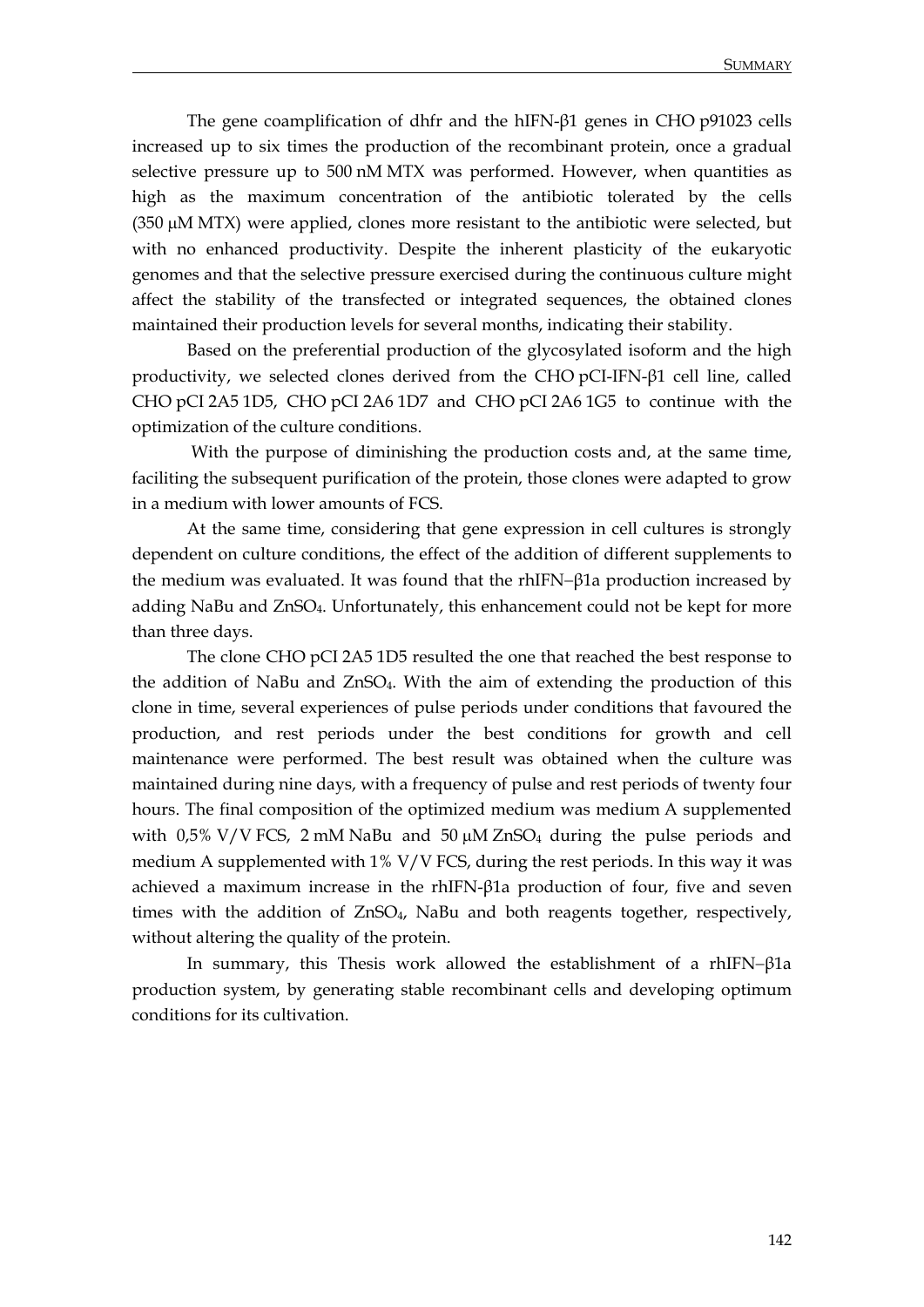The gene coamplification of dhfr and the hIFN-β1 genes in CHO p91023 cells increased up to six times the production of the recombinant protein, once a gradual selective pressure up to 500 nM MTX was performed. However, when quantities as high as the maximum concentration of the antibiotic tolerated by the cells (350 μM MTX) were applied, clones more resistant to the antibiotic were selected, but with no enhanced productivity. Despite the inherent plasticity of the eukaryotic genomes and that the selective pressure exercised during the continuous culture might affect the stability of the transfected or integrated sequences, the obtained clones maintained their production levels for several months, indicating their stability.

Based on the preferential production of the glycosylated isoform and the high productivity, we selected clones derived from the CHO pCI-IFN-β1 cell line, called CHO pCI 2A5 1D5, CHO pCI 2A6 1D7 and CHO pCI 2A6 1G5 to continue with the optimization of the culture conditions.

With the purpose of diminishing the production costs and, at the same time, faciliting the subsequent purification of the protein, those clones were adapted to grow in a medium with lower amounts of FCS.

At the same time, considering that gene expression in cell cultures is strongly dependent on culture conditions, the effect of the addition of different supplements to the medium was evaluated. It was found that the rhIFN–β1a production increased by adding NaBu and $ZnSO_4$. Unfortunately, this enhancement could not be kept for more than three days.

The clone CHO pCI 2A5 1D5 resulted the one that reached the best response to the addition of NaBu and $ZnSO_4$. With the aim of extending the production of this clone in time, several experiences of pulse periods under conditions that favoured the production, and rest periods under the best conditions for growth and cell maintenance were performed. The best result was obtained when the culture was maintained during nine days, with a frequency of pulse and rest periods of twenty four hours. The final composition of the optimized medium was medium A supplemented with 0,5% V/V FCS, 2 mM NaBu and 50 μM $ZnSO_4$ during the pulse periods and medium A supplemented with 1% V/V FCS, during the rest periods. In this way it was achieved a maximum increase in the rhIFN-β1a production of four, five and seven times with the addition of $ZnSO_4$, NaBu and both reagents together, respectively, without altering the quality of the protein.

In summary, this Thesis work allowed the establishment of a rhIFN–β1a production system, by generating stable recombinant cells and developing optimum conditions for its cultivation.